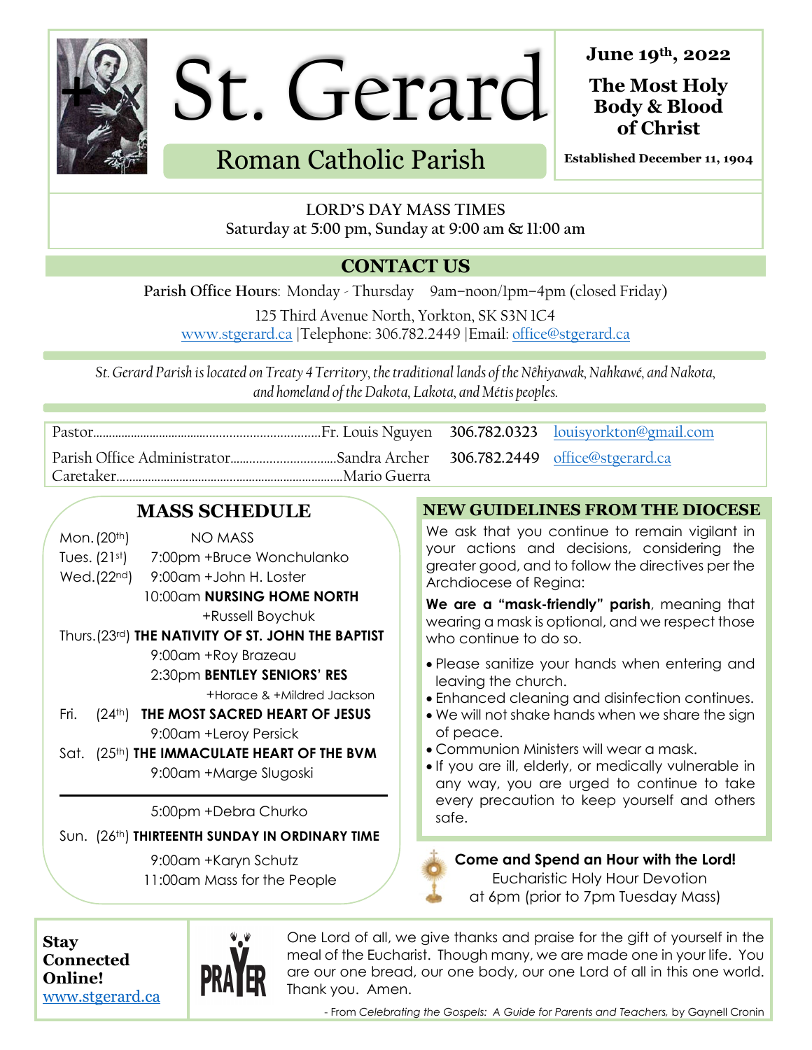# St. Gerard

## Roman Catholic Parish

**June 19th, 2022**

**The Most Holy Body & Blood of Christ**

**Established December 11, 1904**

LORD'S DAY MASS TIMES
Saturday at 5:00 pm, Sunday at 9:00 am & 11:00 am

## CONTACT US

**Parish Office Hours**: Monday - Thursday 9am–noon/1pm–4pm (closed Friday)

125 Third Avenue North, Yorkton, SK S3N 1C4
www.stgerard.ca |Telephone: 306.782.2449 |Email: office@stgerard.ca

*St. Gerard Parish is located on Treaty 4 Territory, the traditional lands of the Nêhiyawak, Nahkawé, and Nakota, and homeland of the Dakota, Lakota, and Métis peoples.*

| | | | |
|---|---|---|---|
| Pastor | Fr. Louis Nguyen | **306.782.0323** | louisyorkton@gmail.com |
| Parish Office Administrator | Sandra Archer | **306.782.2449** | office@stgerard.ca |
| Caretaker | Mario Guerra | | |

## MASS SCHEDULE

Mon. (20th) NO MASS

Tues. (21st) 7:00pm +Bruce Wonchulanko

Wed. (22nd) 9:00am +John H. Loster
10:00am **NURSING HOME NORTH**
+Russell Boychuk

Thurs. (23rd) **THE NATIVITY OF ST. JOHN THE BAPTIST**
9:00am +Roy Brazeau
2:30pm **BENTLEY SENIORS' RES**
+Horace & +Mildred Jackson

Fri. (24th) **THE MOST SACRED HEART OF JESUS**
9:00am +Leroy Persick

Sat. (25th) **THE IMMACULATE HEART OF THE BVM**
9:00am +Marge Slugoski

---

5:00pm +Debra Churko

Sun. (26th) **THIRTEENTH SUNDAY IN ORDINARY TIME**
9:00am +Karyn Schutz
11:00am Mass for the People

## NEW GUIDELINES FROM THE DIOCESE

We ask that you continue to remain vigilant in your actions and decisions, considering the greater good, and to follow the directives per the Archdiocese of Regina:

**We are a "mask-friendly" parish**, meaning that wearing a mask is optional, and we respect those who continue to do so.

- Please sanitize your hands when entering and leaving the church.
- Enhanced cleaning and disinfection continues.
- We will not shake hands when we share the sign of peace.
- Communion Ministers will wear a mask.
- If you are ill, elderly, or medically vulnerable in any way, you are urged to continue to take every precaution to keep yourself and others safe.

**Come and Spend an Hour with the Lord!**
Eucharistic Holy Hour Devotion
at 6pm (prior to 7pm Tuesday Mass)

**Stay Connected Online!**
www.stgerard.ca

PRAYER

One Lord of all, we give thanks and praise for the gift of yourself in the meal of the Eucharist. Though many, we are made one in your life. You are our one bread, our one body, our one Lord of all in this one world. Thank you. Amen.

- From *Celebrating the Gospels: A Guide for Parents and Teachers,* by Gaynell Cronin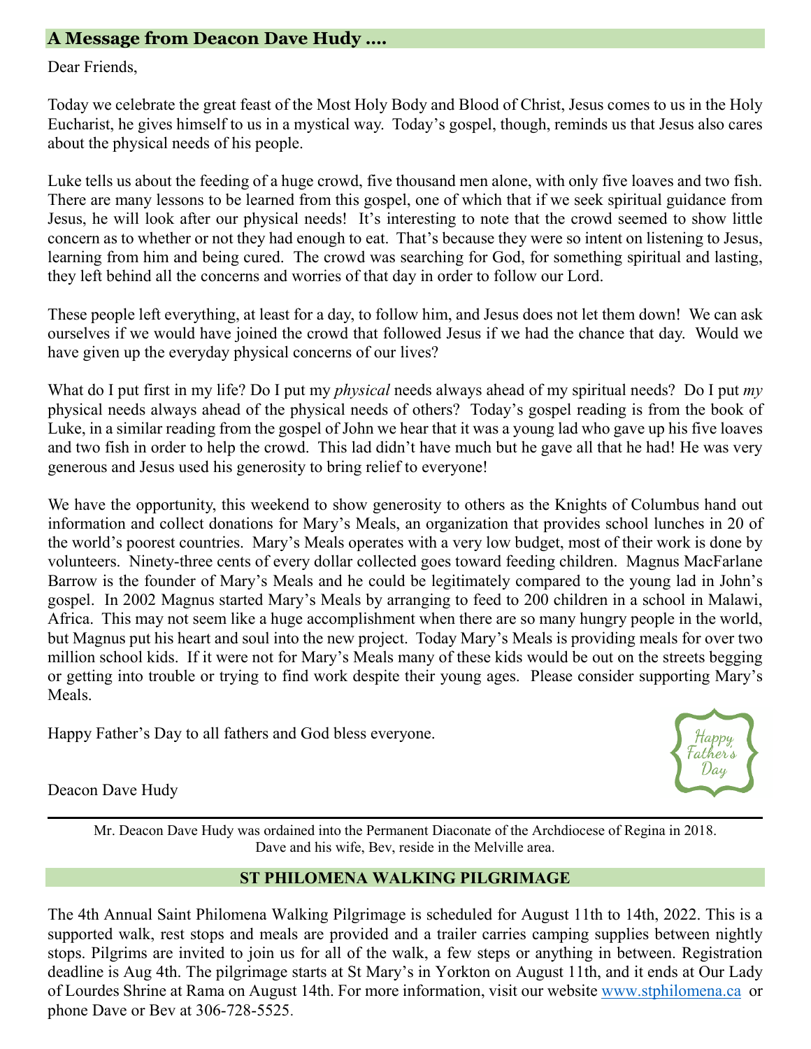## A Message from Deacon Dave Hudy ….

Dear Friends,

Today we celebrate the great feast of the Most Holy Body and Blood of Christ, Jesus comes to us in the Holy Eucharist, he gives himself to us in a mystical way. Today's gospel, though, reminds us that Jesus also cares about the physical needs of his people.

Luke tells us about the feeding of a huge crowd, five thousand men alone, with only five loaves and two fish. There are many lessons to be learned from this gospel, one of which that if we seek spiritual guidance from Jesus, he will look after our physical needs! It's interesting to note that the crowd seemed to show little concern as to whether or not they had enough to eat. That's because they were so intent on listening to Jesus, learning from him and being cured. The crowd was searching for God, for something spiritual and lasting, they left behind all the concerns and worries of that day in order to follow our Lord.

These people left everything, at least for a day, to follow him, and Jesus does not let them down! We can ask ourselves if we would have joined the crowd that followed Jesus if we had the chance that day. Would we have given up the everyday physical concerns of our lives?

What do I put first in my life? Do I put my *physical* needs always ahead of my spiritual needs? Do I put *my* physical needs always ahead of the physical needs of others? Today's gospel reading is from the book of Luke, in a similar reading from the gospel of John we hear that it was a young lad who gave up his five loaves and two fish in order to help the crowd. This lad didn't have much but he gave all that he had! He was very generous and Jesus used his generosity to bring relief to everyone!

We have the opportunity, this weekend to show generosity to others as the Knights of Columbus hand out information and collect donations for Mary's Meals, an organization that provides school lunches in 20 of the world's poorest countries. Mary's Meals operates with a very low budget, most of their work is done by volunteers. Ninety-three cents of every dollar collected goes toward feeding children. Magnus MacFarlane Barrow is the founder of Mary's Meals and he could be legitimately compared to the young lad in John's gospel. In 2002 Magnus started Mary's Meals by arranging to feed to 200 children in a school in Malawi, Africa. This may not seem like a huge accomplishment when there are so many hungry people in the world, but Magnus put his heart and soul into the new project. Today Mary's Meals is providing meals for over two million school kids. If it were not for Mary's Meals many of these kids would be out on the streets begging or getting into trouble or trying to find work despite their young ages. Please consider supporting Mary's Meals.

Happy Father's Day to all fathers and God bless everyone.

Happy Father's Day

Deacon Dave Hudy

---

Mr. Deacon Dave Hudy was ordained into the Permanent Diaconate of the Archdiocese of Regina in 2018. Dave and his wife, Bev, reside in the Melville area.

## ST PHILOMENA WALKING PILGRIMAGE

The 4th Annual Saint Philomena Walking Pilgrimage is scheduled for August 11th to 14th, 2022. This is a supported walk, rest stops and meals are provided and a trailer carries camping supplies between nightly stops. Pilgrims are invited to join us for all of the walk, a few steps or anything in between. Registration deadline is Aug 4th. The pilgrimage starts at St Mary's in Yorkton on August 11th, and it ends at Our Lady of Lourdes Shrine at Rama on August 14th. For more information, visit our website www.stphilomena.ca or phone Dave or Bev at 306-728-5525.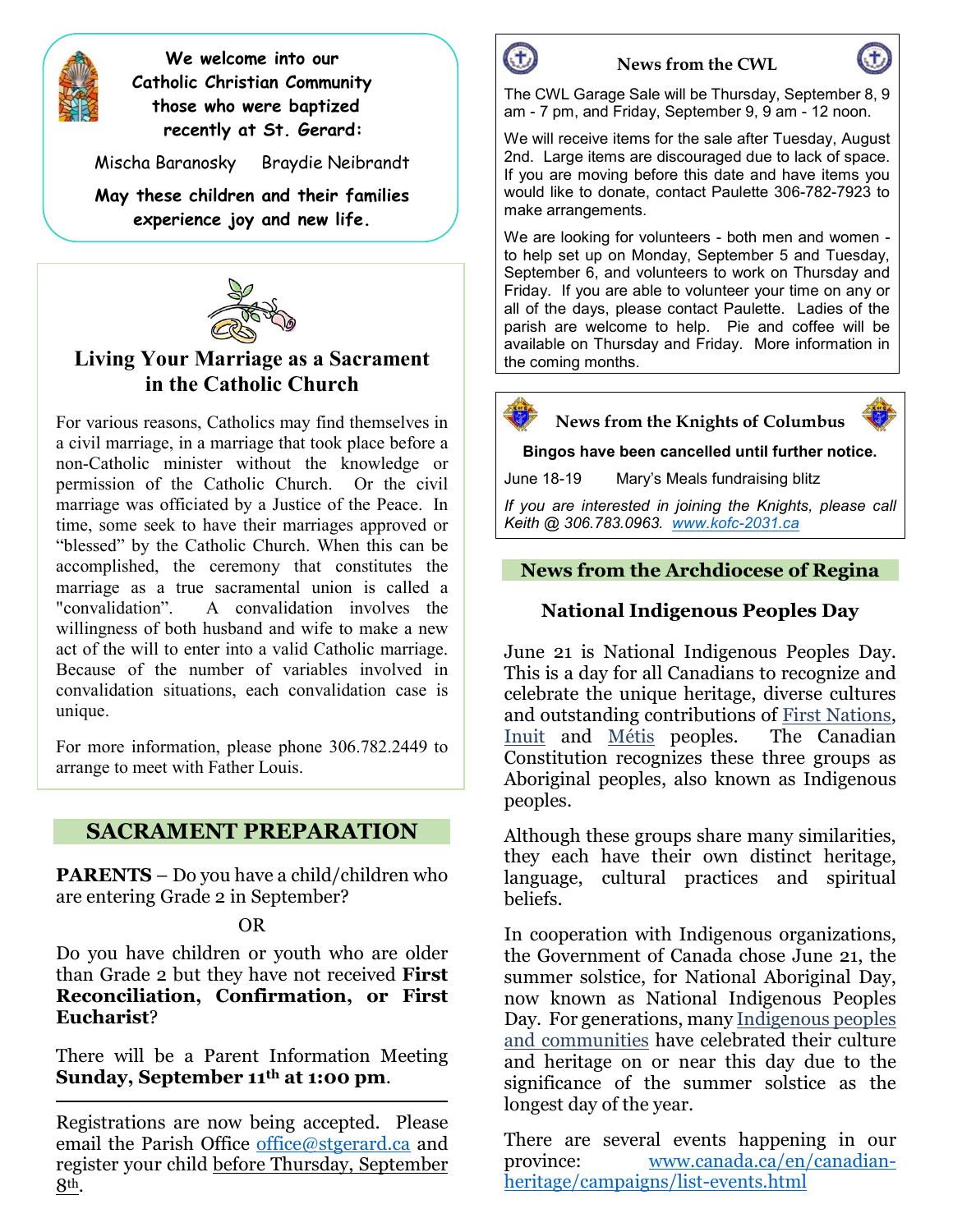**We welcome into our Catholic Christian Community those who were baptized recently at St. Gerard:**

Mischa Baranosky    Braydie Neibrandt

**May these children and their families experience joy and new life.**

## Living Your Marriage as a Sacrament in the Catholic Church

For various reasons, Catholics may find themselves in a civil marriage, in a marriage that took place before a non-Catholic minister without the knowledge or permission of the Catholic Church. Or the civil marriage was officiated by a Justice of the Peace. In time, some seek to have their marriages approved or "blessed" by the Catholic Church. When this can be accomplished, the ceremony that constitutes the marriage as a true sacramental union is called a "convalidation". A convalidation involves the willingness of both husband and wife to make a new act of the will to enter into a valid Catholic marriage. Because of the number of variables involved in convalidation situations, each convalidation case is unique.

For more information, please phone 306.782.2449 to arrange to meet with Father Louis.

## SACRAMENT PREPARATION

**PARENTS** – Do you have a child/children who are entering Grade 2 in September?

OR

Do you have children or youth who are older than Grade 2 but they have not received **First Reconciliation, Confirmation, or First Eucharist**?

There will be a Parent Information Meeting **Sunday, September 11th at 1:00 pm**.

---

Registrations are now being accepted. Please email the Parish Office office@stgerard.ca and register your child before Thursday, September 8th.

## News from the CWL

The CWL Garage Sale will be Thursday, September 8, 9 am - 7 pm, and Friday, September 9, 9 am - 12 noon.

We will receive items for the sale after Tuesday, August 2nd. Large items are discouraged due to lack of space. If you are moving before this date and have items you would like to donate, contact Paulette 306-782-7923 to make arrangements.

We are looking for volunteers - both men and women - to help set up on Monday, September 5 and Tuesday, September 6, and volunteers to work on Thursday and Friday. If you are able to volunteer your time on any or all of the days, please contact Paulette. Ladies of the parish are welcome to help. Pie and coffee will be available on Thursday and Friday. More information in the coming months.

## News from the Knights of Columbus

**Bingos have been cancelled until further notice.**

June 18-19    Mary's Meals fundraising blitz

*If you are interested in joining the Knights, please call Keith @ 306.783.0963. www.kofc-2031.ca*

## News from the Archdiocese of Regina

### National Indigenous Peoples Day

June 21 is National Indigenous Peoples Day. This is a day for all Canadians to recognize and celebrate the unique heritage, diverse cultures and outstanding contributions of First Nations, Inuit and Métis peoples. The Canadian Constitution recognizes these three groups as Aboriginal peoples, also known as Indigenous peoples.

Although these groups share many similarities, they each have their own distinct heritage, language, cultural practices and spiritual beliefs.

In cooperation with Indigenous organizations, the Government of Canada chose June 21, the summer solstice, for National Aboriginal Day, now known as National Indigenous Peoples Day. For generations, many Indigenous peoples and communities have celebrated their culture and heritage on or near this day due to the significance of the summer solstice as the longest day of the year.

There are several events happening in our province: www.canada.ca/en/canadian-heritage/campaigns/list-events.html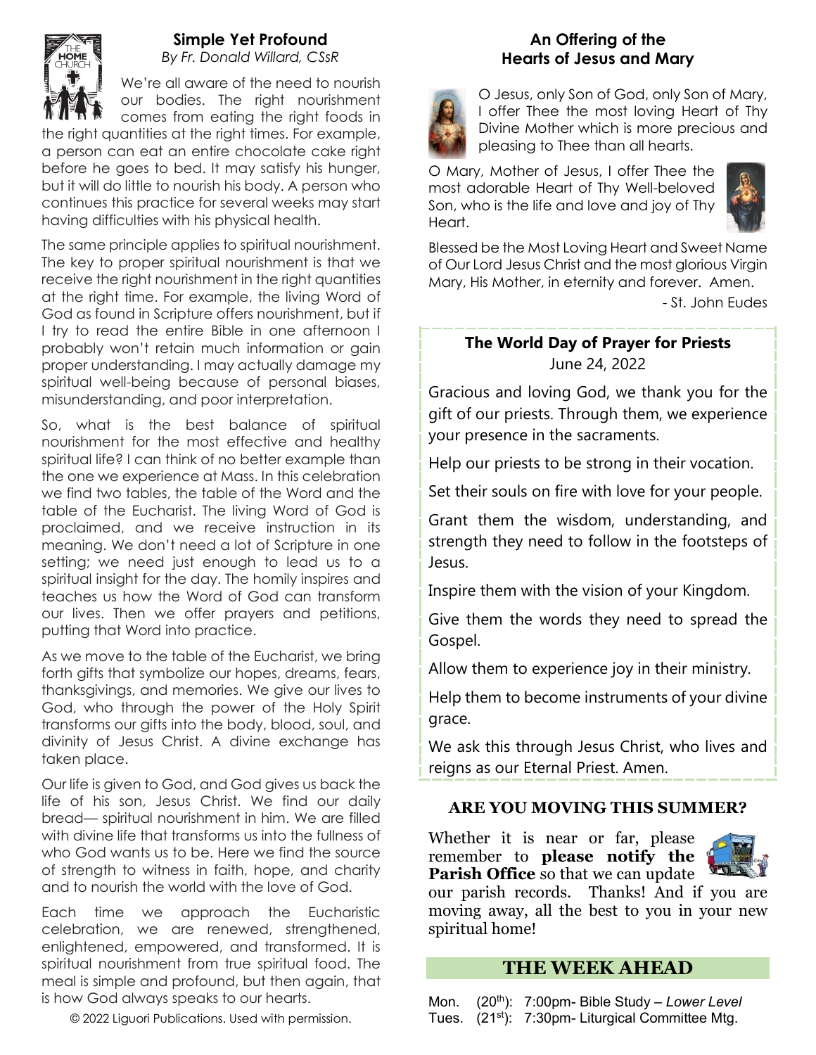## Simple Yet Profound

*By Fr. Donald Willard, CSsR*

We're all aware of the need to nourish our bodies. The right nourishment comes from eating the right foods in the right quantities at the right times. For example, a person can eat an entire chocolate cake right before he goes to bed. It may satisfy his hunger, but it will do little to nourish his body. A person who continues this practice for several weeks may start having difficulties with his physical health.

The same principle applies to spiritual nourishment. The key to proper spiritual nourishment is that we receive the right nourishment in the right quantities at the right time. For example, the living Word of God as found in Scripture offers nourishment, but if I try to read the entire Bible in one afternoon I probably won't retain much information or gain proper understanding. I may actually damage my spiritual well-being because of personal biases, misunderstanding, and poor interpretation.

So, what is the best balance of spiritual nourishment for the most effective and healthy spiritual life? I can think of no better example than the one we experience at Mass. In this celebration we find two tables, the table of the Word and the table of the Eucharist. The living Word of God is proclaimed, and we receive instruction in its meaning. We don't need a lot of Scripture in one setting; we need just enough to lead us to a spiritual insight for the day. The homily inspires and teaches us how the Word of God can transform our lives. Then we offer prayers and petitions, putting that Word into practice.

As we move to the table of the Eucharist, we bring forth gifts that symbolize our hopes, dreams, fears, thanksgivings, and memories. We give our lives to God, who through the power of the Holy Spirit transforms our gifts into the body, blood, soul, and divinity of Jesus Christ. A divine exchange has taken place.

Our life is given to God, and God gives us back the life of his son, Jesus Christ. We find our daily bread— spiritual nourishment in him. We are filled with divine life that transforms us into the fullness of who God wants us to be. Here we find the source of strength to witness in faith, hope, and charity and to nourish the world with the love of God.

Each time we approach the Eucharistic celebration, we are renewed, strengthened, enlightened, empowered, and transformed. It is spiritual nourishment from true spiritual food. The meal is simple and profound, but then again, that is how God always speaks to our hearts.

© 2022 Liguori Publications. Used with permission.

## An Offering of the Hearts of Jesus and Mary

O Jesus, only Son of God, only Son of Mary, I offer Thee the most loving Heart of Thy Divine Mother which is more precious and pleasing to Thee than all hearts.

O Mary, Mother of Jesus, I offer Thee the most adorable Heart of Thy Well-beloved Son, who is the life and love and joy of Thy Heart.

Blessed be the Most Loving Heart and Sweet Name of Our Lord Jesus Christ and the most glorious Virgin Mary, His Mother, in eternity and forever. Amen.

\- St. John Eudes

## The World Day of Prayer for Priests

June 24, 2022

Gracious and loving God, we thank you for the gift of our priests. Through them, we experience your presence in the sacraments.

Help our priests to be strong in their vocation.

Set their souls on fire with love for your people.

Grant them the wisdom, understanding, and strength they need to follow in the footsteps of Jesus.

Inspire them with the vision of your Kingdom.

Give them the words they need to spread the Gospel.

Allow them to experience joy in their ministry.

Help them to become instruments of your divine grace.

We ask this through Jesus Christ, who lives and reigns as our Eternal Priest. Amen.

## ARE YOU MOVING THIS SUMMER?

Whether it is near or far, please remember to **please notify the Parish Office** so that we can update our parish records. Thanks! And if you are moving away, all the best to you in your new spiritual home!

## THE WEEK AHEAD

Mon. (20th): 7:00pm- Bible Study – *Lower Level*
Tues. (21st): 7:30pm- Liturgical Committee Mtg.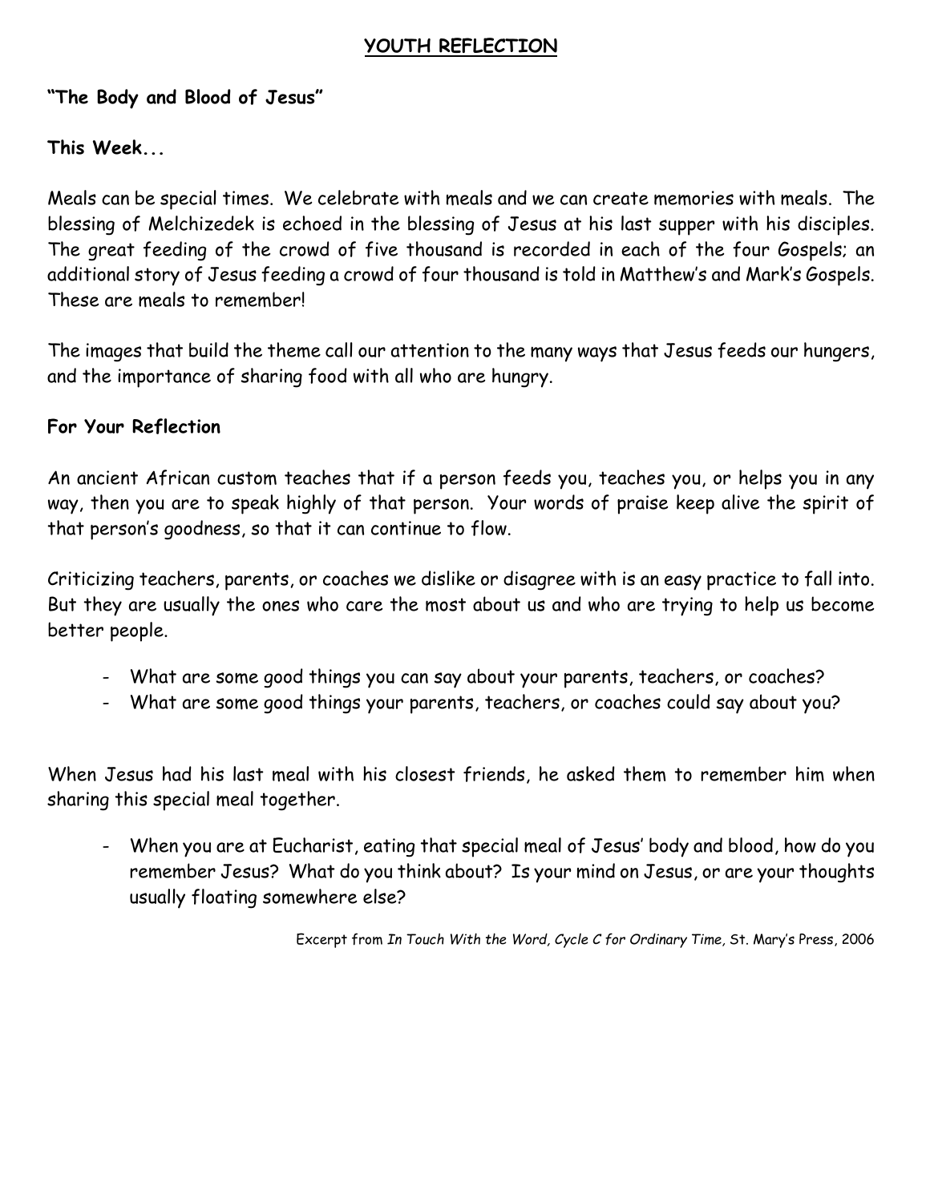# YOUTH REFLECTION

**"The Body and Blood of Jesus"**

**This Week...**

Meals can be special times. We celebrate with meals and we can create memories with meals. The blessing of Melchizedek is echoed in the blessing of Jesus at his last supper with his disciples. The great feeding of the crowd of five thousand is recorded in each of the four Gospels; an additional story of Jesus feeding a crowd of four thousand is told in Matthew's and Mark's Gospels. These are meals to remember!

The images that build the theme call our attention to the many ways that Jesus feeds our hungers, and the importance of sharing food with all who are hungry.

**For Your Reflection**

An ancient African custom teaches that if a person feeds you, teaches you, or helps you in any way, then you are to speak highly of that person. Your words of praise keep alive the spirit of that person's goodness, so that it can continue to flow.

Criticizing teachers, parents, or coaches we dislike or disagree with is an easy practice to fall into. But they are usually the ones who care the most about us and who are trying to help us become better people.

- What are some good things you can say about your parents, teachers, or coaches?
- What are some good things your parents, teachers, or coaches could say about you?

When Jesus had his last meal with his closest friends, he asked them to remember him when sharing this special meal together.

- When you are at Eucharist, eating that special meal of Jesus' body and blood, how do you remember Jesus? What do you think about? Is your mind on Jesus, or are your thoughts usually floating somewhere else?

Excerpt from *In Touch With the Word, Cycle C for Ordinary Time,* St. Mary's Press, 2006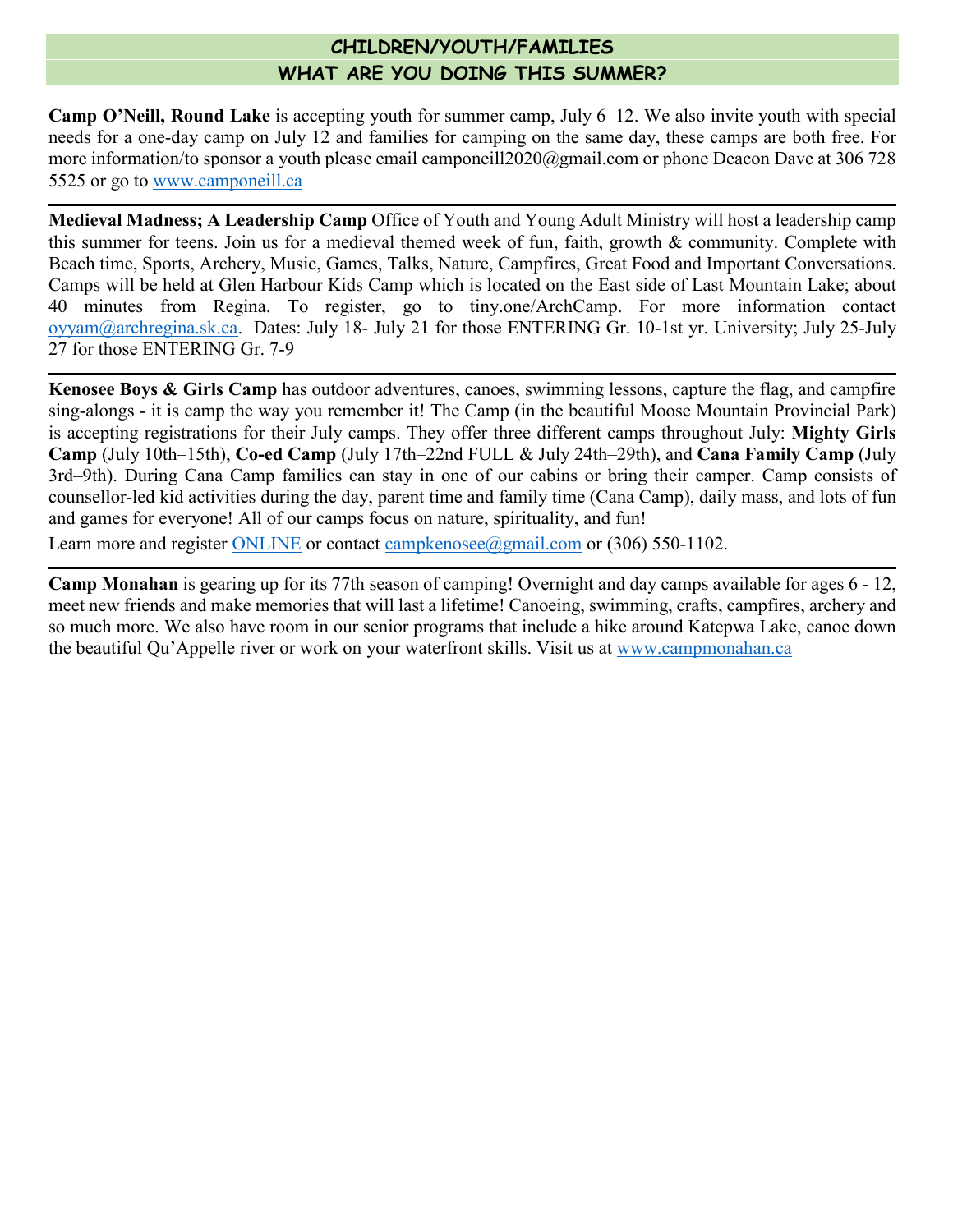## CHILDREN/YOUTH/FAMILIES
## WHAT ARE YOU DOING THIS SUMMER?

**Camp O'Neill, Round Lake** is accepting youth for summer camp, July 6–12. We also invite youth with special needs for a one-day camp on July 12 and families for camping on the same day, these camps are both free. For more information/to sponsor a youth please email camponeill2020@gmail.com or phone Deacon Dave at 306 728 5525 or go to [www.camponeill.ca](http://www.camponeill.ca)

---

**Medieval Madness; A Leadership Camp** Office of Youth and Young Adult Ministry will host a leadership camp this summer for teens. Join us for a medieval themed week of fun, faith, growth & community. Complete with Beach time, Sports, Archery, Music, Games, Talks, Nature, Campfires, Great Food and Important Conversations. Camps will be held at Glen Harbour Kids Camp which is located on the East side of Last Mountain Lake; about 40 minutes from Regina. To register, go to tiny.one/ArchCamp. For more information contact [oyyam@archregina.sk.ca](mailto:oyyam@archregina.sk.ca). Dates: July 18- July 21 for those ENTERING Gr. 10-1st yr. University; July 25-July 27 for those ENTERING Gr. 7-9

---

**Kenosee Boys & Girls Camp** has outdoor adventures, canoes, swimming lessons, capture the flag, and campfire sing-alongs - it is camp the way you remember it! The Camp (in the beautiful Moose Mountain Provincial Park) is accepting registrations for their July camps. They offer three different camps throughout July: **Mighty Girls Camp** (July 10th–15th), **Co-ed Camp** (July 17th–22nd FULL & July 24th–29th), and **Cana Family Camp** (July 3rd–9th). During Cana Camp families can stay in one of our cabins or bring their camper. Camp consists of counsellor-led kid activities during the day, parent time and family time (Cana Camp), daily mass, and lots of fun and games for everyone! All of our camps focus on nature, spirituality, and fun!

Learn more and register ONLINE or contact [campkenosee@gmail.com](mailto:campkenosee@gmail.com) or (306) 550-1102.

---

**Camp Monahan** is gearing up for its 77th season of camping! Overnight and day camps available for ages 6 - 12, meet new friends and make memories that will last a lifetime! Canoeing, swimming, crafts, campfires, archery and so much more. We also have room in our senior programs that include a hike around Katepwa Lake, canoe down the beautiful Qu'Appelle river or work on your waterfront skills. Visit us at [www.campmonahan.ca](http://www.campmonahan.ca)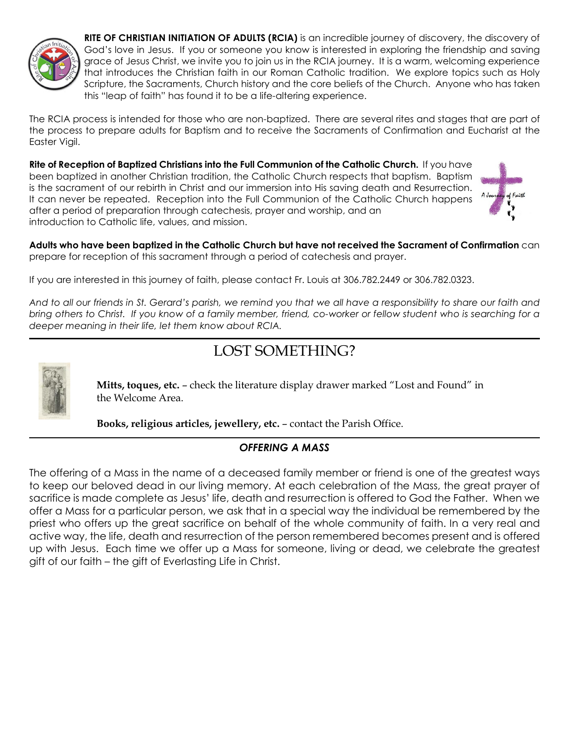**RITE OF CHRISTIAN INITIATION OF ADULTS (RCIA)** is an incredible journey of discovery, the discovery of God's love in Jesus. If you or someone you know is interested in exploring the friendship and saving grace of Jesus Christ, we invite you to join us in the RCIA journey. It is a warm, welcoming experience that introduces the Christian faith in our Roman Catholic tradition. We explore topics such as Holy Scripture, the Sacraments, Church history and the core beliefs of the Church. Anyone who has taken this "leap of faith" has found it to be a life-altering experience.

The RCIA process is intended for those who are non-baptized. There are several rites and stages that are part of the process to prepare adults for Baptism and to receive the Sacraments of Confirmation and Eucharist at the Easter Vigil.

**Rite of Reception of Baptized Christians into the Full Communion of the Catholic Church.** If you have been baptized in another Christian tradition, the Catholic Church respects that baptism. Baptism is the sacrament of our rebirth in Christ and our immersion into His saving death and Resurrection. It can never be repeated. Reception into the Full Communion of the Catholic Church happens after a period of preparation through catechesis, prayer and worship, and an introduction to Catholic life, values, and mission.

**Adults who have been baptized in the Catholic Church but have not received the Sacrament of Confirmation** can prepare for reception of this sacrament through a period of catechesis and prayer.

If you are interested in this journey of faith, please contact Fr. Louis at 306.782.2449 or 306.782.0323.

*And to all our friends in St. Gerard's parish, we remind you that we all have a responsibility to share our faith and bring others to Christ. If you know of a family member, friend, co-worker or fellow student who is searching for a deeper meaning in their life, let them know about RCIA.*

## LOST SOMETHING?

**Mitts, toques, etc.** – check the literature display drawer marked "Lost and Found" in the Welcome Area.

**Books, religious articles, jewellery, etc.** – contact the Parish Office.

### *OFFERING A MASS*

The offering of a Mass in the name of a deceased family member or friend is one of the greatest ways to keep our beloved dead in our living memory. At each celebration of the Mass, the great prayer of sacrifice is made complete as Jesus' life, death and resurrection is offered to God the Father. When we offer a Mass for a particular person, we ask that in a special way the individual be remembered by the priest who offers up the great sacrifice on behalf of the whole community of faith. In a very real and active way, the life, death and resurrection of the person remembered becomes present and is offered up with Jesus. Each time we offer up a Mass for someone, living or dead, we celebrate the greatest gift of our faith – the gift of Everlasting Life in Christ.